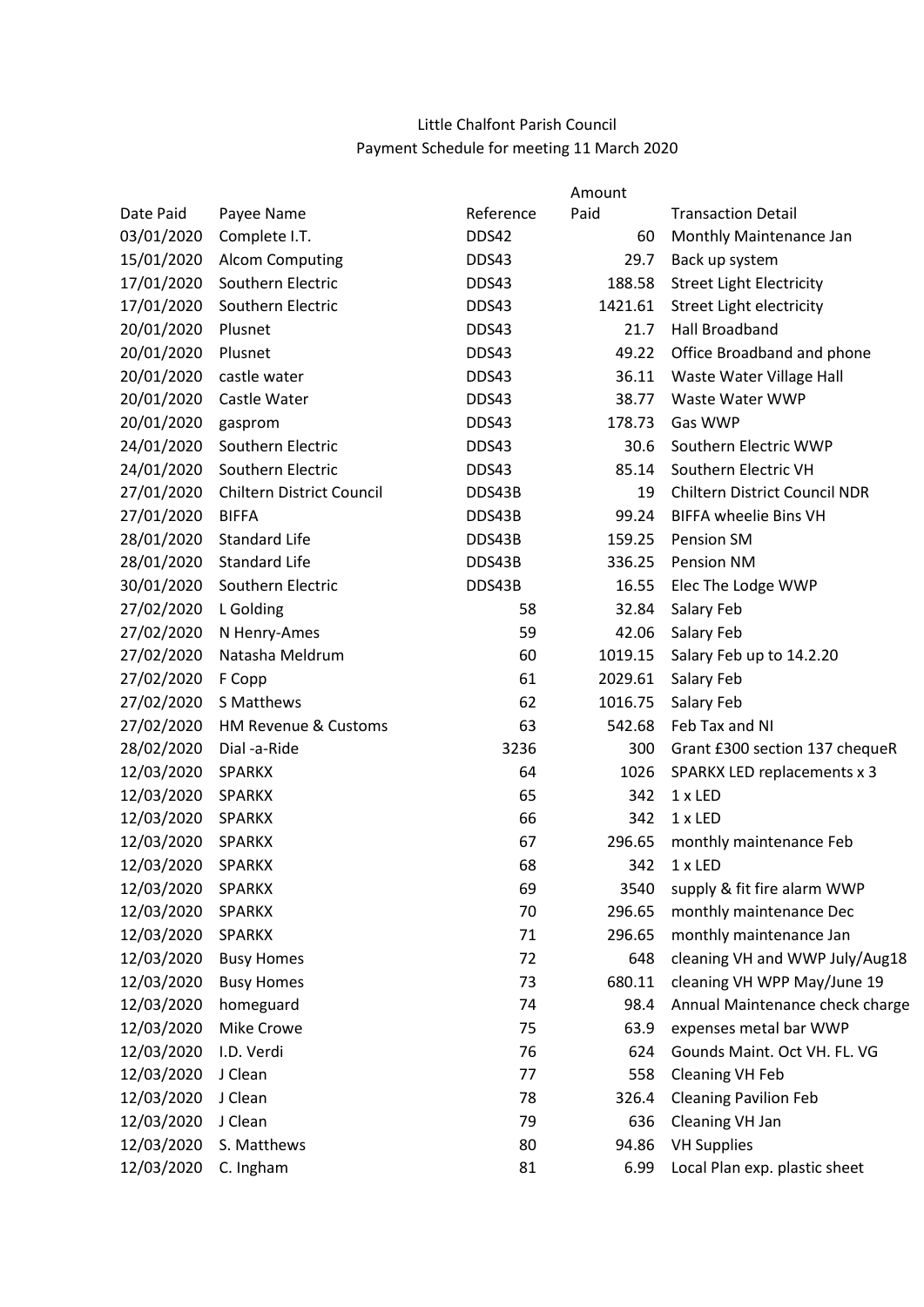Little Chalfont Parish Council
Payment Schedule for meeting 11 March 2020

| Date Paid | Payee Name | Reference | Amount Paid | Transaction Detail |
|---|---|---|---|---|
| 03/01/2020 | Complete I.T. | DDS42 | 60 | Monthly Maintenance Jan |
| 15/01/2020 | Alcom Computing | DDS43 | 29.7 | Back up system |
| 17/01/2020 | Southern Electric | DDS43 | 188.58 | Street Light Electricity |
| 17/01/2020 | Southern Electric | DDS43 | 1421.61 | Street Light electricity |
| 20/01/2020 | Plusnet | DDS43 | 21.7 | Hall Broadband |
| 20/01/2020 | Plusnet | DDS43 | 49.22 | Office Broadband and phone |
| 20/01/2020 | castle water | DDS43 | 36.11 | Waste Water Village Hall |
| 20/01/2020 | Castle Water | DDS43 | 38.77 | Waste Water WWP |
| 20/01/2020 | gasprom | DDS43 | 178.73 | Gas WWP |
| 24/01/2020 | Southern Electric | DDS43 | 30.6 | Southern Electric WWP |
| 24/01/2020 | Southern Electric | DDS43 | 85.14 | Southern Electric VH |
| 27/01/2020 | Chiltern District Council | DDS43B | 19 | Chiltern District Council NDR |
| 27/01/2020 | BIFFA | DDS43B | 99.24 | BIFFA wheelie Bins VH |
| 28/01/2020 | Standard Life | DDS43B | 159.25 | Pension SM |
| 28/01/2020 | Standard Life | DDS43B | 336.25 | Pension NM |
| 30/01/2020 | Southern Electric | DDS43B | 16.55 | Elec The Lodge WWP |
| 27/02/2020 | L Golding | 58 | 32.84 | Salary Feb |
| 27/02/2020 | N Henry-Ames | 59 | 42.06 | Salary Feb |
| 27/02/2020 | Natasha Meldrum | 60 | 1019.15 | Salary Feb up to 14.2.20 |
| 27/02/2020 | F Copp | 61 | 2029.61 | Salary Feb |
| 27/02/2020 | S Matthews | 62 | 1016.75 | Salary Feb |
| 27/02/2020 | HM Revenue & Customs | 63 | 542.68 | Feb Tax and NI |
| 28/02/2020 | Dial -a-Ride | 3236 | 300 | Grant £300 section 137 chequeR |
| 12/03/2020 | SPARKX | 64 | 1026 | SPARKX LED replacements x 3 |
| 12/03/2020 | SPARKX | 65 | 342 | 1 x LED |
| 12/03/2020 | SPARKX | 66 | 342 | 1 x LED |
| 12/03/2020 | SPARKX | 67 | 296.65 | monthly maintenance Feb |
| 12/03/2020 | SPARKX | 68 | 342 | 1 x LED |
| 12/03/2020 | SPARKX | 69 | 3540 | supply & fit fire alarm WWP |
| 12/03/2020 | SPARKX | 70 | 296.65 | monthly maintenance Dec |
| 12/03/2020 | SPARKX | 71 | 296.65 | monthly maintenance Jan |
| 12/03/2020 | Busy Homes | 72 | 648 | cleaning VH and WWP July/Aug18 |
| 12/03/2020 | Busy Homes | 73 | 680.11 | cleaning VH WPP May/June 19 |
| 12/03/2020 | homeguard | 74 | 98.4 | Annual Maintenance check charge |
| 12/03/2020 | Mike Crowe | 75 | 63.9 | expenses metal bar WWP |
| 12/03/2020 | I.D. Verdi | 76 | 624 | Gounds Maint. Oct VH. FL. VG |
| 12/03/2020 | J Clean | 77 | 558 | Cleaning VH Feb |
| 12/03/2020 | J Clean | 78 | 326.4 | Cleaning Pavilion Feb |
| 12/03/2020 | J Clean | 79 | 636 | Cleaning VH Jan |
| 12/03/2020 | S. Matthews | 80 | 94.86 | VH Supplies |
| 12/03/2020 | C. Ingham | 81 | 6.99 | Local Plan exp. plastic sheet |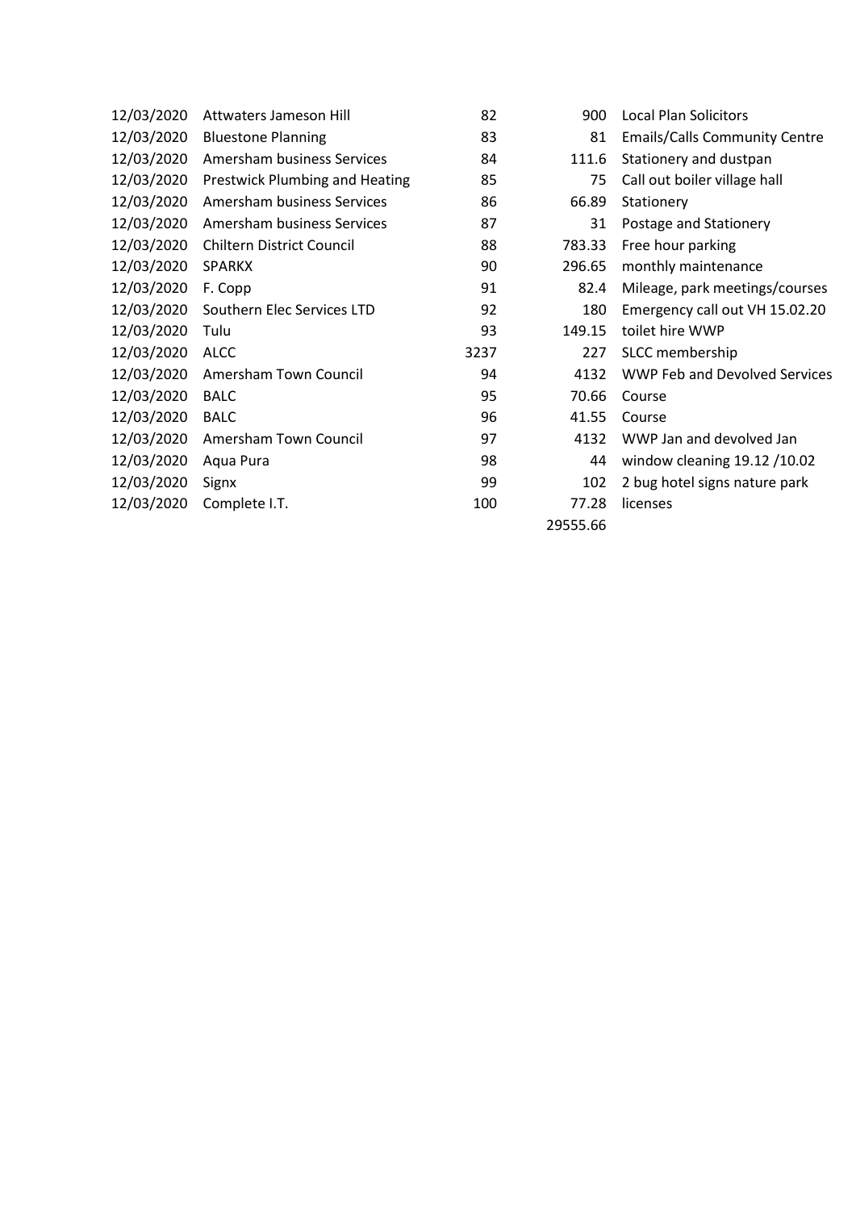| | | | | |
|---|---|---|---|---|
| 12/03/2020 | Attwaters Jameson Hill | 82 | 900 | Local Plan Solicitors |
| 12/03/2020 | Bluestone Planning | 83 | 81 | Emails/Calls Community Centre |
| 12/03/2020 | Amersham business Services | 84 | 111.6 | Stationery and dustpan |
| 12/03/2020 | Prestwick Plumbing and Heating | 85 | 75 | Call out boiler village hall |
| 12/03/2020 | Amersham business Services | 86 | 66.89 | Stationery |
| 12/03/2020 | Amersham business Services | 87 | 31 | Postage and Stationery |
| 12/03/2020 | Chiltern District Council | 88 | 783.33 | Free hour parking |
| 12/03/2020 | SPARKX | 90 | 296.65 | monthly maintenance |
| 12/03/2020 | F. Copp | 91 | 82.4 | Mileage, park meetings/courses |
| 12/03/2020 | Southern Elec Services LTD | 92 | 180 | Emergency call out VH 15.02.20 |
| 12/03/2020 | Tulu | 93 | 149.15 | toilet hire WWP |
| 12/03/2020 | ALCC | 3237 | 227 | SLCC membership |
| 12/03/2020 | Amersham Town Council | 94 | 4132 | WWP Feb and Devolved Services |
| 12/03/2020 | BALC | 95 | 70.66 | Course |
| 12/03/2020 | BALC | 96 | 41.55 | Course |
| 12/03/2020 | Amersham Town Council | 97 | 4132 | WWP Jan and devolved Jan |
| 12/03/2020 | Aqua Pura | 98 | 44 | window cleaning 19.12 /10.02 |
| 12/03/2020 | Signx | 99 | 102 | 2 bug hotel signs nature park |
| 12/03/2020 | Complete I.T. | 100 | 77.28 | licenses |
| | | | 29555.66 | |